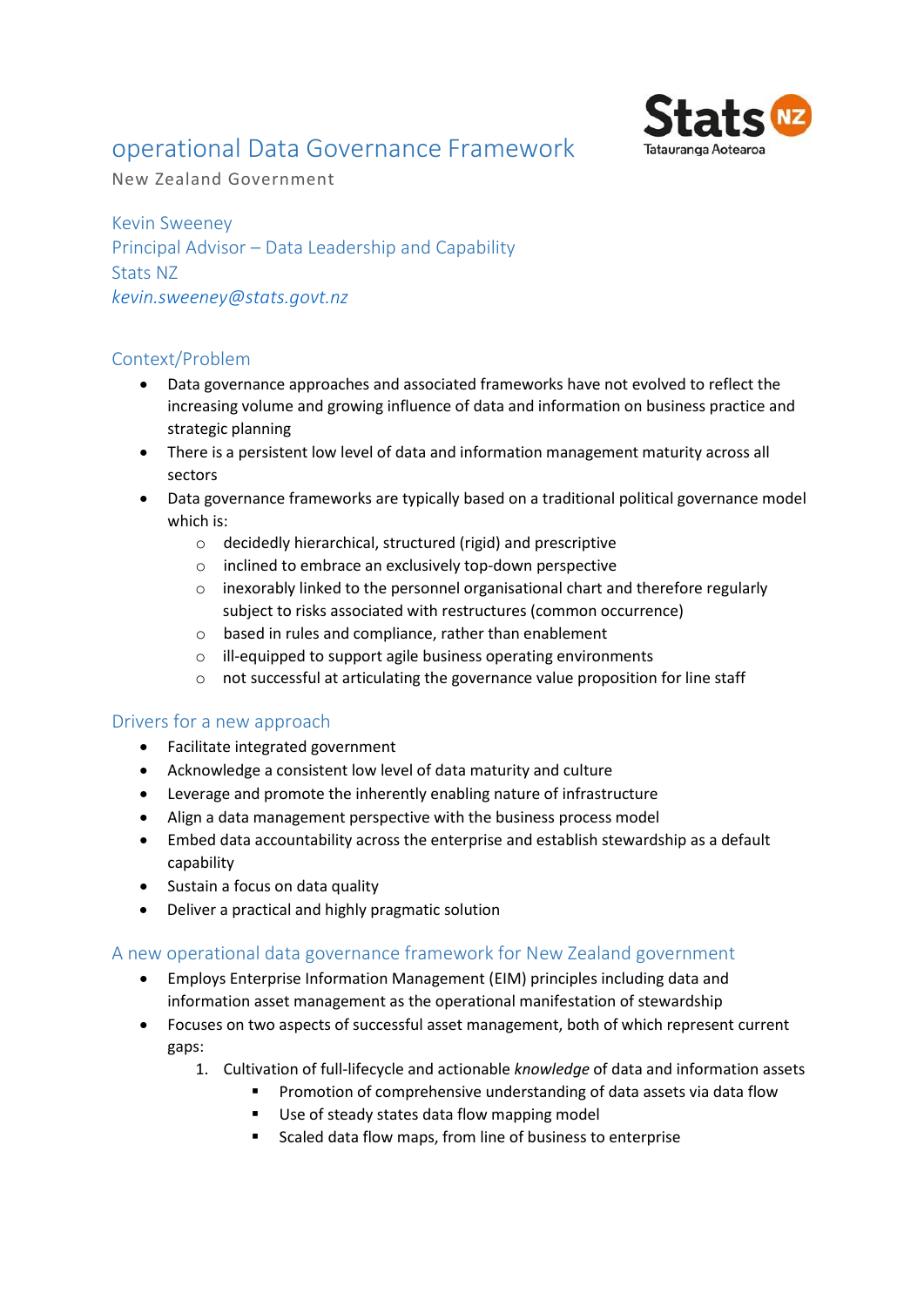# operational Data Governance Framework

New Zealand Government

Kevin Sweeney
Principal Advisor – Data Leadership and Capability
Stats NZ
*kevin.sweeney@stats.govt.nz*

## Context/Problem

- Data governance approaches and associated frameworks have not evolved to reflect the increasing volume and growing influence of data and information on business practice and strategic planning
- There is a persistent low level of data and information management maturity across all sectors
- Data governance frameworks are typically based on a traditional political governance model which is:
  - decidedly hierarchical, structured (rigid) and prescriptive
  - inclined to embrace an exclusively top-down perspective
  - inexorably linked to the personnel organisational chart and therefore regularly subject to risks associated with restructures (common occurrence)
  - based in rules and compliance, rather than enablement
  - ill-equipped to support agile business operating environments
  - not successful at articulating the governance value proposition for line staff

## Drivers for a new approach

- Facilitate integrated government
- Acknowledge a consistent low level of data maturity and culture
- Leverage and promote the inherently enabling nature of infrastructure
- Align a data management perspective with the business process model
- Embed data accountability across the enterprise and establish stewardship as a default capability
- Sustain a focus on data quality
- Deliver a practical and highly pragmatic solution

## A new operational data governance framework for New Zealand government

- Employs Enterprise Information Management (EIM) principles including data and information asset management as the operational manifestation of stewardship
- Focuses on two aspects of successful asset management, both of which represent current gaps:
  1. Cultivation of full-lifecycle and actionable *knowledge* of data and information assets
     - Promotion of comprehensive understanding of data assets via data flow
     - Use of steady states data flow mapping model
     - Scaled data flow maps, from line of business to enterprise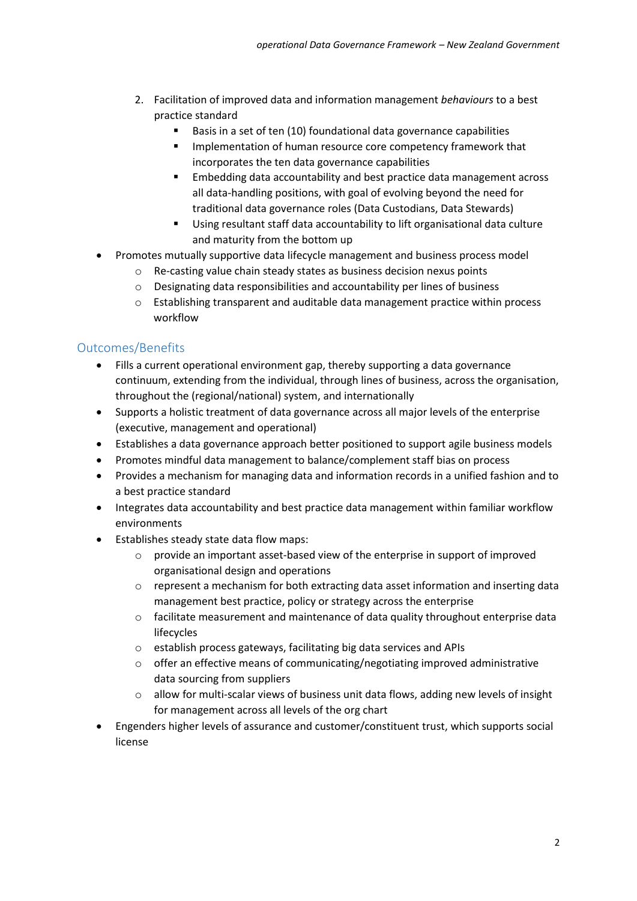2. Facilitation of improved data and information management *behaviours* to a best practice standard
   - Basis in a set of ten (10) foundational data governance capabilities
   - Implementation of human resource core competency framework that incorporates the ten data governance capabilities
   - Embedding data accountability and best practice data management across all data-handling positions, with goal of evolving beyond the need for traditional data governance roles (Data Custodians, Data Stewards)
   - Using resultant staff data accountability to lift organisational data culture and maturity from the bottom up

- Promotes mutually supportive data lifecycle management and business process model
  - Re-casting value chain steady states as business decision nexus points
  - Designating data responsibilities and accountability per lines of business
  - Establishing transparent and auditable data management practice within process workflow

## Outcomes/Benefits

- Fills a current operational environment gap, thereby supporting a data governance continuum, extending from the individual, through lines of business, across the organisation, throughout the (regional/national) system, and internationally
- Supports a holistic treatment of data governance across all major levels of the enterprise (executive, management and operational)
- Establishes a data governance approach better positioned to support agile business models
- Promotes mindful data management to balance/complement staff bias on process
- Provides a mechanism for managing data and information records in a unified fashion and to a best practice standard
- Integrates data accountability and best practice data management within familiar workflow environments
- Establishes steady state data flow maps:
  - provide an important asset-based view of the enterprise in support of improved organisational design and operations
  - represent a mechanism for both extracting data asset information and inserting data management best practice, policy or strategy across the enterprise
  - facilitate measurement and maintenance of data quality throughout enterprise data lifecycles
  - establish process gateways, facilitating big data services and APIs
  - offer an effective means of communicating/negotiating improved administrative data sourcing from suppliers
  - allow for multi-scalar views of business unit data flows, adding new levels of insight for management across all levels of the org chart
- Engenders higher levels of assurance and customer/constituent trust, which supports social license